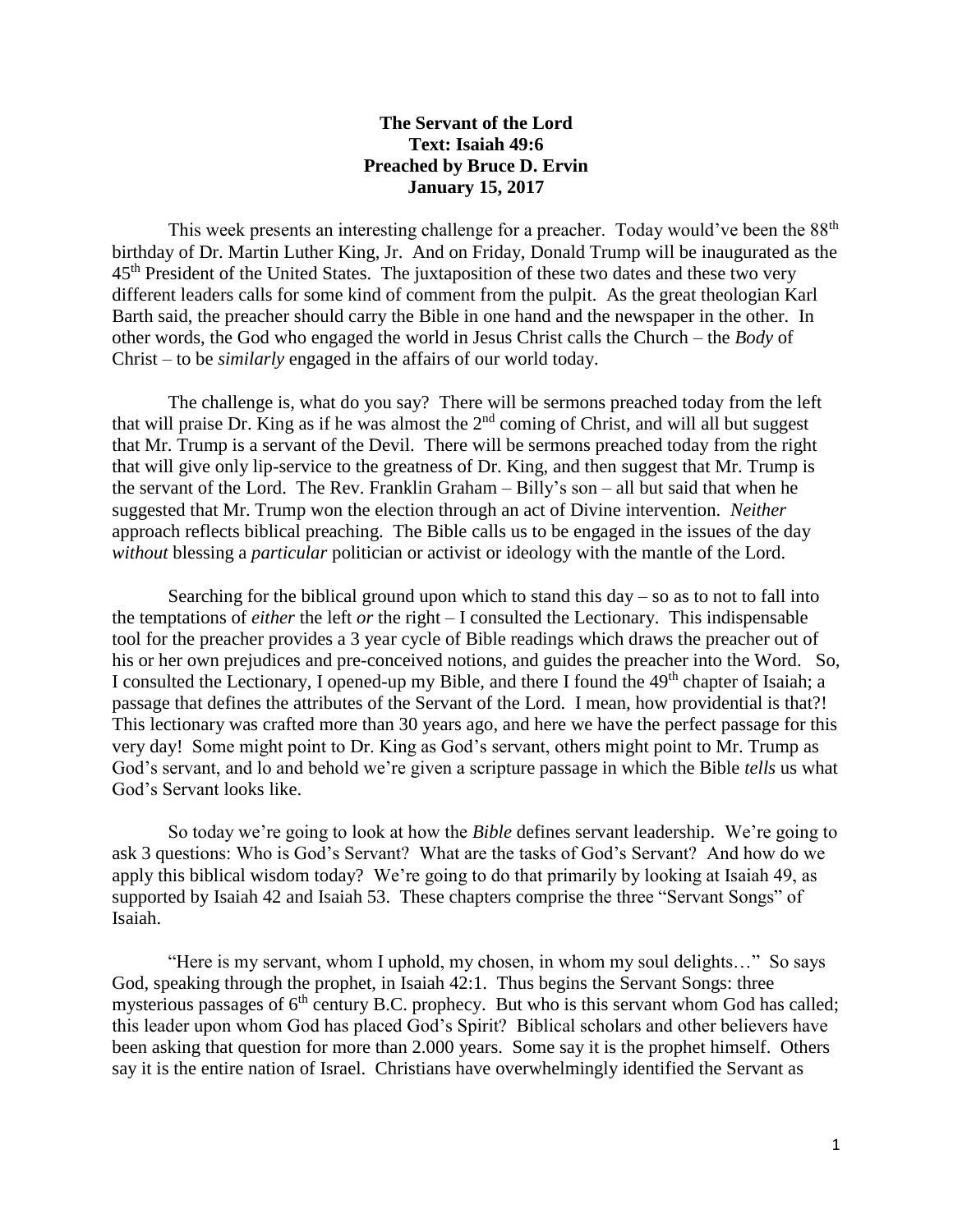**The Servant of the Lord**
**Text: Isaiah 49:6**
**Preached by Bruce D. Ervin**
**January 15, 2017**

This week presents an interesting challenge for a preacher. Today would've been the 88th birthday of Dr. Martin Luther King, Jr. And on Friday, Donald Trump will be inaugurated as the 45th President of the United States. The juxtaposition of these two dates and these two very different leaders calls for some kind of comment from the pulpit. As the great theologian Karl Barth said, the preacher should carry the Bible in one hand and the newspaper in the other. In other words, the God who engaged the world in Jesus Christ calls the Church – the *Body* of Christ – to be *similarly* engaged in the affairs of our world today.

The challenge is, what do you say? There will be sermons preached today from the left that will praise Dr. King as if he was almost the 2nd coming of Christ, and will all but suggest that Mr. Trump is a servant of the Devil. There will be sermons preached today from the right that will give only lip-service to the greatness of Dr. King, and then suggest that Mr. Trump is the servant of the Lord. The Rev. Franklin Graham – Billy's son – all but said that when he suggested that Mr. Trump won the election through an act of Divine intervention. *Neither* approach reflects biblical preaching. The Bible calls us to be engaged in the issues of the day *without* blessing a *particular* politician or activist or ideology with the mantle of the Lord.

Searching for the biblical ground upon which to stand this day – so as to not to fall into the temptations of *either* the left *or* the right – I consulted the Lectionary. This indispensable tool for the preacher provides a 3 year cycle of Bible readings which draws the preacher out of his or her own prejudices and pre-conceived notions, and guides the preacher into the Word. So, I consulted the Lectionary, I opened-up my Bible, and there I found the 49th chapter of Isaiah; a passage that defines the attributes of the Servant of the Lord. I mean, how providential is that?! This lectionary was crafted more than 30 years ago, and here we have the perfect passage for this very day! Some might point to Dr. King as God's servant, others might point to Mr. Trump as God's servant, and lo and behold we're given a scripture passage in which the Bible *tells* us what God's Servant looks like.

So today we're going to look at how the *Bible* defines servant leadership. We're going to ask 3 questions: Who is God's Servant? What are the tasks of God's Servant? And how do we apply this biblical wisdom today? We're going to do that primarily by looking at Isaiah 49, as supported by Isaiah 42 and Isaiah 53. These chapters comprise the three "Servant Songs" of Isaiah.

"Here is my servant, whom I uphold, my chosen, in whom my soul delights…" So says God, speaking through the prophet, in Isaiah 42:1. Thus begins the Servant Songs: three mysterious passages of 6th century B.C. prophecy. But who is this servant whom God has called; this leader upon whom God has placed God's Spirit? Biblical scholars and other believers have been asking that question for more than 2.000 years. Some say it is the prophet himself. Others say it is the entire nation of Israel. Christians have overwhelmingly identified the Servant as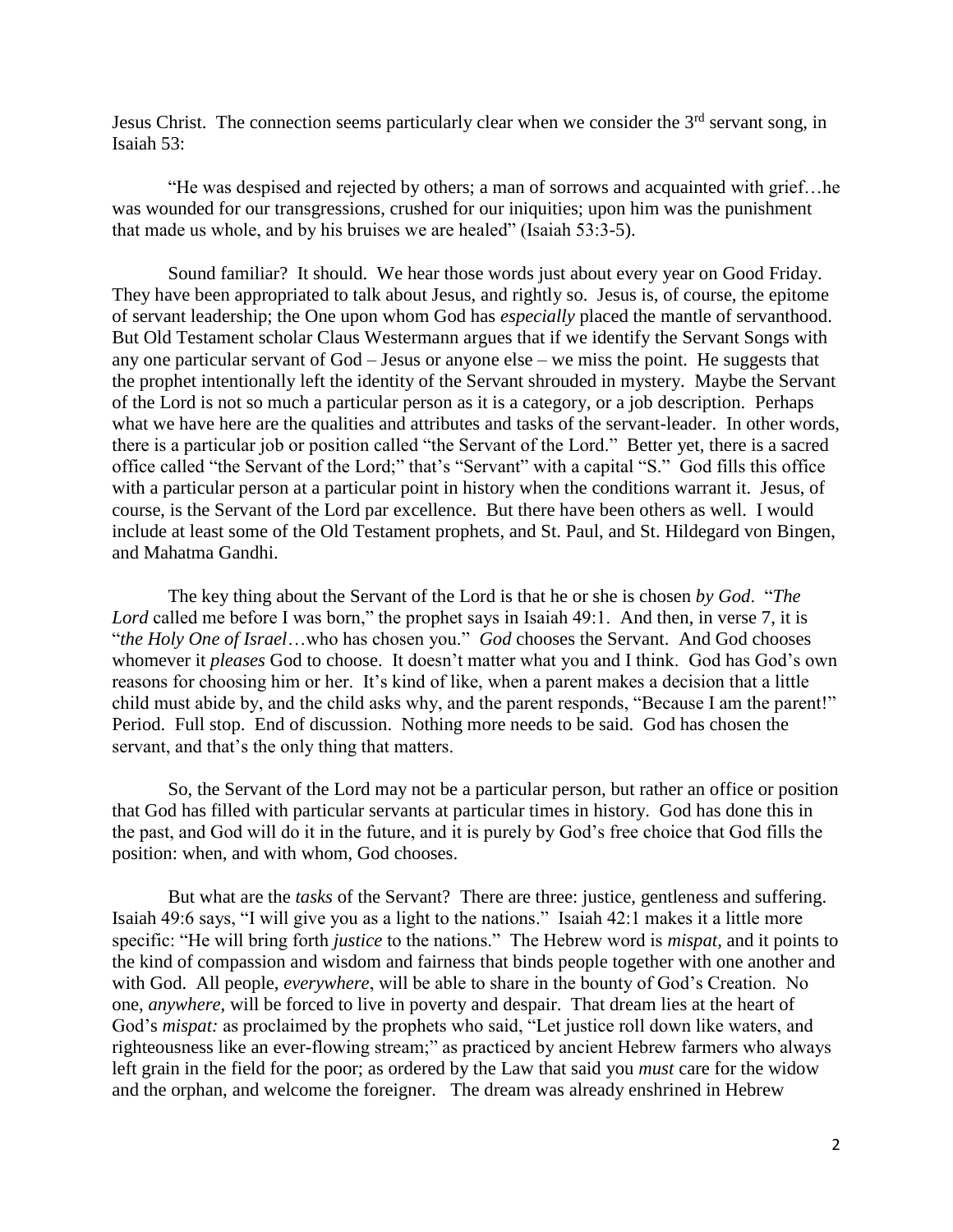Jesus Christ. The connection seems particularly clear when we consider the 3rd servant song, in Isaiah 53:

"He was despised and rejected by others; a man of sorrows and acquainted with grief…he was wounded for our transgressions, crushed for our iniquities; upon him was the punishment that made us whole, and by his bruises we are healed" (Isaiah 53:3-5).

Sound familiar? It should. We hear those words just about every year on Good Friday. They have been appropriated to talk about Jesus, and rightly so. Jesus is, of course, the epitome of servant leadership; the One upon whom God has *especially* placed the mantle of servanthood. But Old Testament scholar Claus Westermann argues that if we identify the Servant Songs with any one particular servant of God – Jesus or anyone else – we miss the point. He suggests that the prophet intentionally left the identity of the Servant shrouded in mystery. Maybe the Servant of the Lord is not so much a particular person as it is a category, or a job description. Perhaps what we have here are the qualities and attributes and tasks of the servant-leader. In other words, there is a particular job or position called "the Servant of the Lord." Better yet, there is a sacred office called "the Servant of the Lord;" that's "Servant" with a capital "S." God fills this office with a particular person at a particular point in history when the conditions warrant it. Jesus, of course, is the Servant of the Lord par excellence. But there have been others as well. I would include at least some of the Old Testament prophets, and St. Paul, and St. Hildegard von Bingen, and Mahatma Gandhi.

The key thing about the Servant of the Lord is that he or she is chosen *by God*. "*The Lord* called me before I was born," the prophet says in Isaiah 49:1. And then, in verse 7, it is "*the Holy One of Israel*…who has chosen you." *God* chooses the Servant. And God chooses whomever it *pleases* God to choose. It doesn't matter what you and I think. God has God's own reasons for choosing him or her. It's kind of like, when a parent makes a decision that a little child must abide by, and the child asks why, and the parent responds, "Because I am the parent!" Period. Full stop. End of discussion. Nothing more needs to be said. God has chosen the servant, and that's the only thing that matters.

So, the Servant of the Lord may not be a particular person, but rather an office or position that God has filled with particular servants at particular times in history. God has done this in the past, and God will do it in the future, and it is purely by God's free choice that God fills the position: when, and with whom, God chooses.

But what are the *tasks* of the Servant? There are three: justice, gentleness and suffering. Isaiah 49:6 says, "I will give you as a light to the nations." Isaiah 42:1 makes it a little more specific: "He will bring forth *justice* to the nations." The Hebrew word is *mispat,* and it points to the kind of compassion and wisdom and fairness that binds people together with one another and with God. All people, *everywhere*, will be able to share in the bounty of God's Creation. No one, *anywhere*, will be forced to live in poverty and despair. That dream lies at the heart of God's *mispat:* as proclaimed by the prophets who said, "Let justice roll down like waters, and righteousness like an ever-flowing stream;" as practiced by ancient Hebrew farmers who always left grain in the field for the poor; as ordered by the Law that said you *must* care for the widow and the orphan, and welcome the foreigner. The dream was already enshrined in Hebrew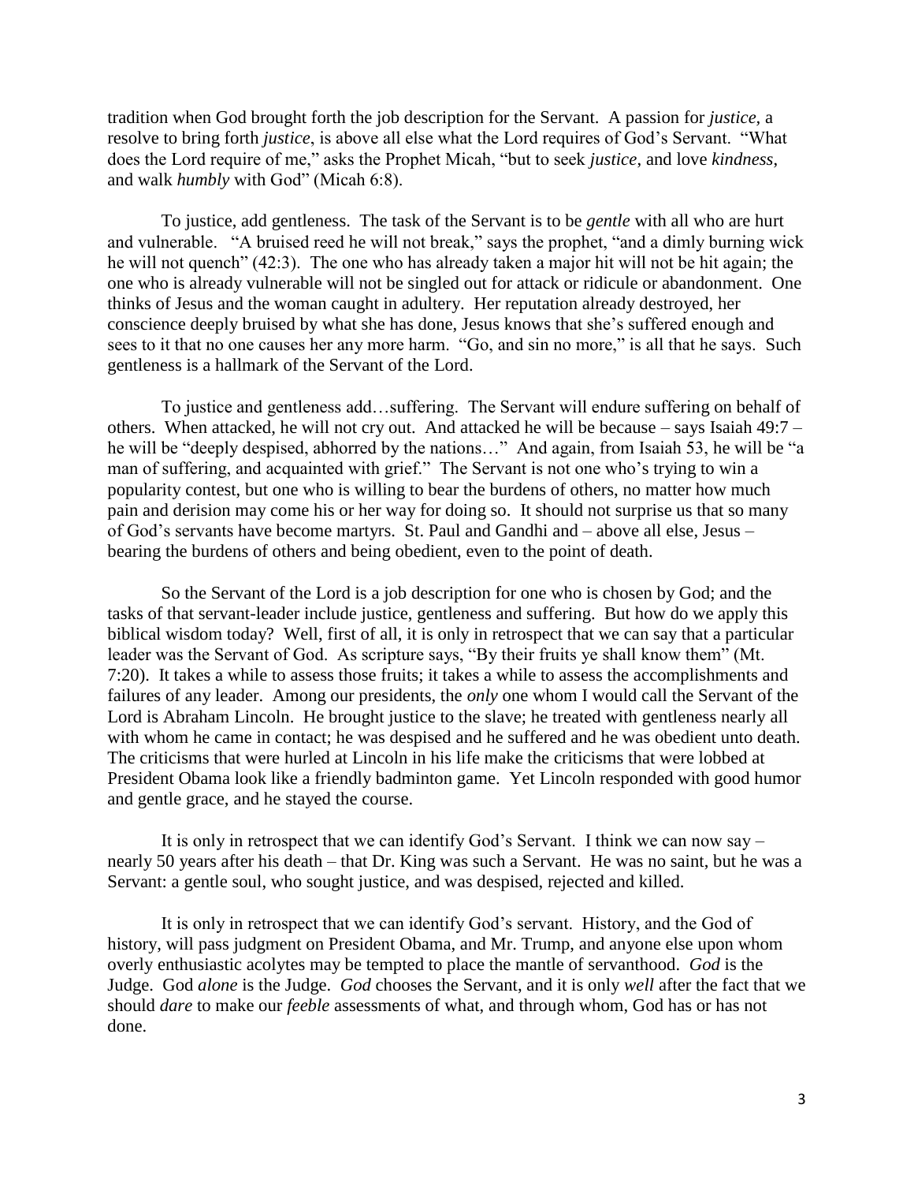tradition when God brought forth the job description for the Servant. A passion for *justice*, a resolve to bring forth *justice*, is above all else what the Lord requires of God's Servant. "What does the Lord require of me," asks the Prophet Micah, "but to seek *justice*, and love *kindness*, and walk *humbly* with God" (Micah 6:8).

To justice, add gentleness. The task of the Servant is to be *gentle* with all who are hurt and vulnerable. "A bruised reed he will not break," says the prophet, "and a dimly burning wick he will not quench" (42:3). The one who has already taken a major hit will not be hit again; the one who is already vulnerable will not be singled out for attack or ridicule or abandonment. One thinks of Jesus and the woman caught in adultery. Her reputation already destroyed, her conscience deeply bruised by what she has done, Jesus knows that she's suffered enough and sees to it that no one causes her any more harm. "Go, and sin no more," is all that he says. Such gentleness is a hallmark of the Servant of the Lord.

To justice and gentleness add…suffering. The Servant will endure suffering on behalf of others. When attacked, he will not cry out. And attacked he will be because – says Isaiah 49:7 – he will be "deeply despised, abhorred by the nations…" And again, from Isaiah 53, he will be "a man of suffering, and acquainted with grief." The Servant is not one who's trying to win a popularity contest, but one who is willing to bear the burdens of others, no matter how much pain and derision may come his or her way for doing so. It should not surprise us that so many of God's servants have become martyrs. St. Paul and Gandhi and – above all else, Jesus – bearing the burdens of others and being obedient, even to the point of death.

So the Servant of the Lord is a job description for one who is chosen by God; and the tasks of that servant-leader include justice, gentleness and suffering. But how do we apply this biblical wisdom today? Well, first of all, it is only in retrospect that we can say that a particular leader was the Servant of God. As scripture says, "By their fruits ye shall know them" (Mt. 7:20). It takes a while to assess those fruits; it takes a while to assess the accomplishments and failures of any leader. Among our presidents, the *only* one whom I would call the Servant of the Lord is Abraham Lincoln. He brought justice to the slave; he treated with gentleness nearly all with whom he came in contact; he was despised and he suffered and he was obedient unto death. The criticisms that were hurled at Lincoln in his life make the criticisms that were lobbed at President Obama look like a friendly badminton game. Yet Lincoln responded with good humor and gentle grace, and he stayed the course.

It is only in retrospect that we can identify God's Servant. I think we can now say – nearly 50 years after his death – that Dr. King was such a Servant. He was no saint, but he was a Servant: a gentle soul, who sought justice, and was despised, rejected and killed.

It is only in retrospect that we can identify God's servant. History, and the God of history, will pass judgment on President Obama, and Mr. Trump, and anyone else upon whom overly enthusiastic acolytes may be tempted to place the mantle of servanthood. *God* is the Judge. God *alone* is the Judge. *God* chooses the Servant, and it is only *well* after the fact that we should *dare* to make our *feeble* assessments of what, and through whom, God has or has not done.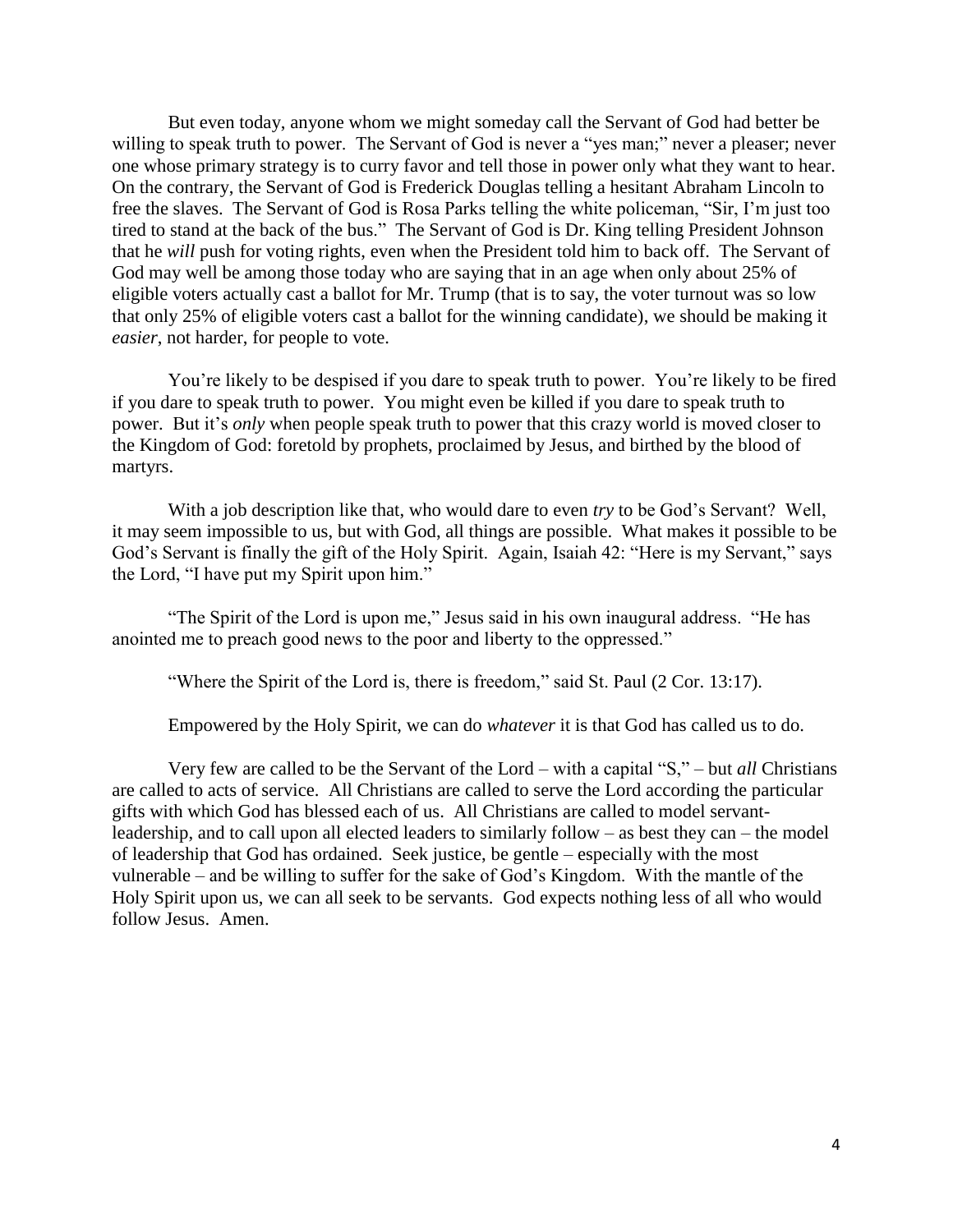But even today, anyone whom we might someday call the Servant of God had better be willing to speak truth to power. The Servant of God is never a "yes man;" never a pleaser; never one whose primary strategy is to curry favor and tell those in power only what they want to hear. On the contrary, the Servant of God is Frederick Douglas telling a hesitant Abraham Lincoln to free the slaves. The Servant of God is Rosa Parks telling the white policeman, "Sir, I'm just too tired to stand at the back of the bus." The Servant of God is Dr. King telling President Johnson that he *will* push for voting rights, even when the President told him to back off. The Servant of God may well be among those today who are saying that in an age when only about 25% of eligible voters actually cast a ballot for Mr. Trump (that is to say, the voter turnout was so low that only 25% of eligible voters cast a ballot for the winning candidate), we should be making it *easier*, not harder, for people to vote.

You're likely to be despised if you dare to speak truth to power. You're likely to be fired if you dare to speak truth to power. You might even be killed if you dare to speak truth to power. But it's *only* when people speak truth to power that this crazy world is moved closer to the Kingdom of God: foretold by prophets, proclaimed by Jesus, and birthed by the blood of martyrs.

With a job description like that, who would dare to even *try* to be God's Servant? Well, it may seem impossible to us, but with God, all things are possible. What makes it possible to be God's Servant is finally the gift of the Holy Spirit. Again, Isaiah 42: "Here is my Servant," says the Lord, "I have put my Spirit upon him."

"The Spirit of the Lord is upon me," Jesus said in his own inaugural address. "He has anointed me to preach good news to the poor and liberty to the oppressed."

"Where the Spirit of the Lord is, there is freedom," said St. Paul (2 Cor. 13:17).

Empowered by the Holy Spirit, we can do *whatever* it is that God has called us to do.

Very few are called to be the Servant of the Lord – with a capital "S," – but *all* Christians are called to acts of service. All Christians are called to serve the Lord according the particular gifts with which God has blessed each of us. All Christians are called to model servant-leadership, and to call upon all elected leaders to similarly follow – as best they can – the model of leadership that God has ordained. Seek justice, be gentle – especially with the most vulnerable – and be willing to suffer for the sake of God's Kingdom. With the mantle of the Holy Spirit upon us, we can all seek to be servants. God expects nothing less of all who would follow Jesus. Amen.